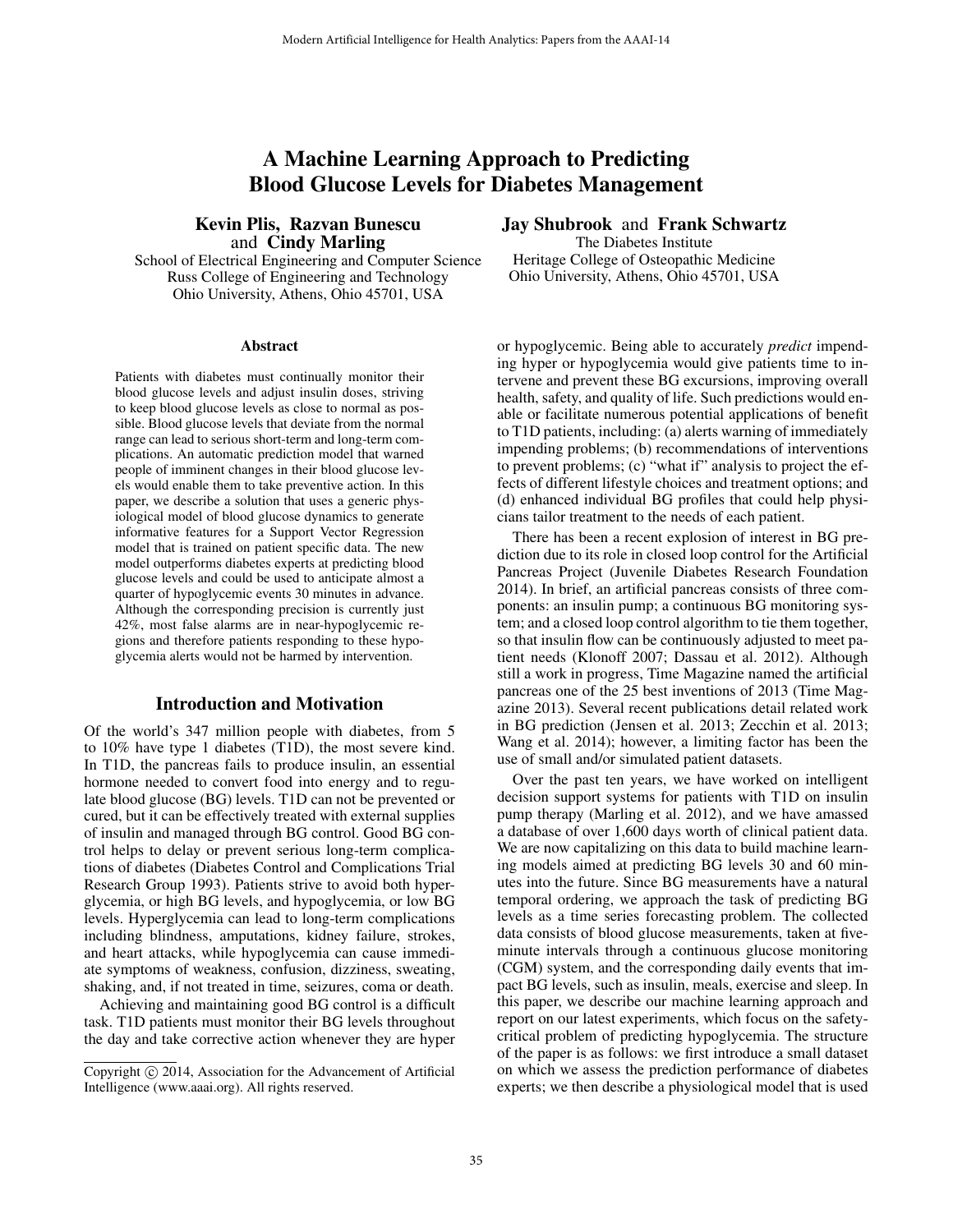# A Machine Learning Approach to Predicting Blood Glucose Levels for Diabetes Management

**Kevin Plis, Razvan Bunescu** and **Cindy Marling**
School of Electrical Engineering and Computer Science
Russ College of Engineering and Technology
Ohio University, Athens, Ohio 45701, USA

**Jay Shubrook** and **Frank Schwartz**
The Diabetes Institute
Heritage College of Osteopathic Medicine
Ohio University, Athens, Ohio 45701, USA

## Abstract

Patients with diabetes must continually monitor their blood glucose levels and adjust insulin doses, striving to keep blood glucose levels as close to normal as possible. Blood glucose levels that deviate from the normal range can lead to serious short-term and long-term complications. An automatic prediction model that warned people of imminent changes in their blood glucose levels would enable them to take preventive action. In this paper, we describe a solution that uses a generic physiological model of blood glucose dynamics to generate informative features for a Support Vector Regression model that is trained on patient specific data. The new model outperforms diabetes experts at predicting blood glucose levels and could be used to anticipate almost a quarter of hypoglycemic events 30 minutes in advance. Although the corresponding precision is currently just 42%, most false alarms are in near-hypoglycemic regions and therefore patients responding to these hypoglycemia alerts would not be harmed by intervention.

## Introduction and Motivation

Of the world's 347 million people with diabetes, from 5 to 10% have type 1 diabetes (T1D), the most severe kind. In T1D, the pancreas fails to produce insulin, an essential hormone needed to convert food into energy and to regulate blood glucose (BG) levels. T1D can not be prevented or cured, but it can be effectively treated with external supplies of insulin and managed through BG control. Good BG control helps to delay or prevent serious long-term complications of diabetes (Diabetes Control and Complications Trial Research Group 1993). Patients strive to avoid both hyperglycemia, or high BG levels, and hypoglycemia, or low BG levels. Hyperglycemia can lead to long-term complications including blindness, amputations, kidney failure, strokes, and heart attacks, while hypoglycemia can cause immediate symptoms of weakness, confusion, dizziness, sweating, shaking, and, if not treated in time, seizures, coma or death.

Achieving and maintaining good BG control is a difficult task. T1D patients must monitor their BG levels throughout the day and take corrective action whenever they are hyper or hypoglycemic. Being able to accurately *predict* impending hyper or hypoglycemia would give patients time to intervene and prevent these BG excursions, improving overall health, safety, and quality of life. Such predictions would enable or facilitate numerous potential applications of benefit to T1D patients, including: (a) alerts warning of immediately impending problems; (b) recommendations of interventions to prevent problems; (c) "what if" analysis to project the effects of different lifestyle choices and treatment options; and (d) enhanced individual BG profiles that could help physicians tailor treatment to the needs of each patient.

There has been a recent explosion of interest in BG prediction due to its role in closed loop control for the Artificial Pancreas Project (Juvenile Diabetes Research Foundation 2014). In brief, an artificial pancreas consists of three components: an insulin pump; a continuous BG monitoring system; and a closed loop control algorithm to tie them together, so that insulin flow can be continuously adjusted to meet patient needs (Klonoff 2007; Dassau et al. 2012). Although still a work in progress, Time Magazine named the artificial pancreas one of the 25 best inventions of 2013 (Time Magazine 2013). Several recent publications detail related work in BG prediction (Jensen et al. 2013; Zecchin et al. 2013; Wang et al. 2014); however, a limiting factor has been the use of small and/or simulated patient datasets.

Over the past ten years, we have worked on intelligent decision support systems for patients with T1D on insulin pump therapy (Marling et al. 2012), and we have amassed a database of over 1,600 days worth of clinical patient data. We are now capitalizing on this data to build machine learning models aimed at predicting BG levels 30 and 60 minutes into the future. Since BG measurements have a natural temporal ordering, we approach the task of predicting BG levels as a time series forecasting problem. The collected data consists of blood glucose measurements, taken at five-minute intervals through a continuous glucose monitoring (CGM) system, and the corresponding daily events that impact BG levels, such as insulin, meals, exercise and sleep. In this paper, we describe our machine learning approach and report on our latest experiments, which focus on the safety-critical problem of predicting hypoglycemia. The structure of the paper is as follows: we first introduce a small dataset on which we assess the prediction performance of diabetes experts; we then describe a physiological model that is used

Copyright © 2014, Association for the Advancement of Artificial Intelligence (www.aaai.org). All rights reserved.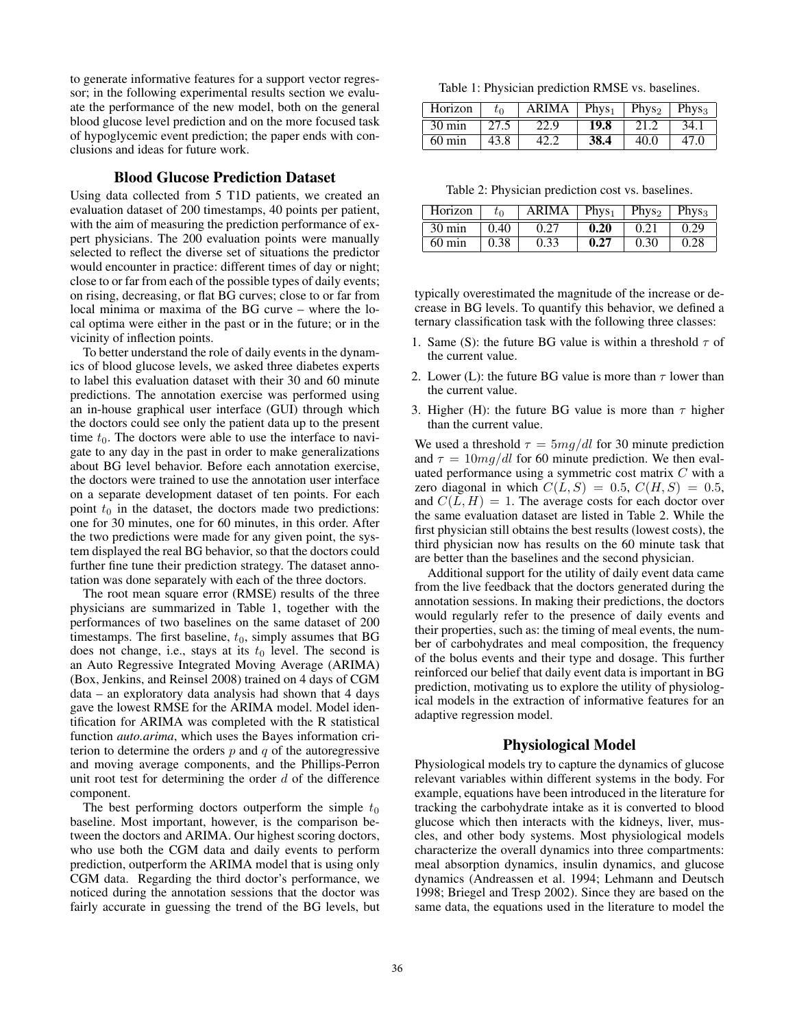to generate informative features for a support vector regressor; in the following experimental results section we evaluate the performance of the new model, both on the general blood glucose level prediction and on the more focused task of hypoglycemic event prediction; the paper ends with conclusions and ideas for future work.

## Blood Glucose Prediction Dataset

Using data collected from 5 T1D patients, we created an evaluation dataset of 200 timestamps, 40 points per patient, with the aim of measuring the prediction performance of expert physicians. The 200 evaluation points were manually selected to reflect the diverse set of situations the predictor would encounter in practice: different times of day or night; close to or far from each of the possible types of daily events; on rising, decreasing, or flat BG curves; close to or far from local minima or maxima of the BG curve – where the local optima were either in the past or in the future; or in the vicinity of inflection points.

To better understand the role of daily events in the dynamics of blood glucose levels, we asked three diabetes experts to label this evaluation dataset with their 30 and 60 minute predictions. The annotation exercise was performed using an in-house graphical user interface (GUI) through which the doctors could see only the patient data up to the present time $t_0$. The doctors were able to use the interface to navigate to any day in the past in order to make generalizations about BG level behavior. Before each annotation exercise, the doctors were trained to use the annotation user interface on a separate development dataset of ten points. For each point $t_0$ in the dataset, the doctors made two predictions: one for 30 minutes, one for 60 minutes, in this order. After the two predictions were made for any given point, the system displayed the real BG behavior, so that the doctors could further fine tune their prediction strategy. The dataset annotation was done separately with each of the three doctors.

The root mean square error (RMSE) results of the three physicians are summarized in Table 1, together with the performances of two baselines on the same dataset of 200 timestamps. The first baseline, $t_0$, simply assumes that BG does not change, i.e., stays at its $t_0$ level. The second is an Auto Regressive Integrated Moving Average (ARIMA) (Box, Jenkins, and Reinsel 2008) trained on 4 days of CGM data – an exploratory data analysis had shown that 4 days gave the lowest RMSE for the ARIMA model. Model identification for ARIMA was completed with the R statistical function *auto.arima*, which uses the Bayes information criterion to determine the orders $p$ and $q$ of the autoregressive and moving average components, and the Phillips-Perron unit root test for determining the order $d$ of the difference component.

The best performing doctors outperform the simple $t_0$ baseline. Most important, however, is the comparison between the doctors and ARIMA. Our highest scoring doctors, who use both the CGM data and daily events to perform prediction, outperform the ARIMA model that is using only CGM data. Regarding the third doctor's performance, we noticed during the annotation sessions that the doctor was fairly accurate in guessing the trend of the BG levels, but typically overestimated the magnitude of the increase or decrease in BG levels. To quantify this behavior, we defined a ternary classification task with the following three classes:

Table 1: Physician prediction RMSE vs. baselines.

| Horizon | $t_0$ | ARIMA | Phys$_1$ | Phys$_2$ | Phys$_3$ |
|---|---|---|---|---|---|
| 30 min | 27.5 | 22.9 | **19.8** | 21.2 | 34.1 |
| 60 min | 43.8 | 42.2 | **38.4** | 40.0 | 47.0 |

Table 2: Physician prediction cost vs. baselines.

| Horizon | $t_0$ | ARIMA | Phys$_1$ | Phys$_2$ | Phys$_3$ |
|---|---|---|---|---|---|
| 30 min | 0.40 | 0.27 | **0.20** | 0.21 | 0.29 |
| 60 min | 0.38 | 0.33 | **0.27** | 0.30 | 0.28 |

1. Same (S): the future BG value is within a threshold $\tau$ of the current value.
2. Lower (L): the future BG value is more than $\tau$ lower than the current value.
3. Higher (H): the future BG value is more than $\tau$ higher than the current value.

We used a threshold $\tau = 5mg/dl$ for 30 minute prediction and $\tau = 10mg/dl$ for 60 minute prediction. We then evaluated performance using a symmetric cost matrix $C$ with a zero diagonal in which $C(L, S) = 0.5$, $C(H, S) = 0.5$, and $C(L, H) = 1$. The average costs for each doctor over the same evaluation dataset are listed in Table 2. While the first physician still obtains the best results (lowest costs), the third physician now has results on the 60 minute task that are better than the baselines and the second physician.

Additional support for the utility of daily event data came from the live feedback that the doctors generated during the annotation sessions. In making their predictions, the doctors would regularly refer to the presence of daily events and their properties, such as: the timing of meal events, the number of carbohydrates and meal composition, the frequency of the bolus events and their type and dosage. This further reinforced our belief that daily event data is important in BG prediction, motivating us to explore the utility of physiological models in the extraction of informative features for an adaptive regression model.

## Physiological Model

Physiological models try to capture the dynamics of glucose relevant variables within different systems in the body. For example, equations have been introduced in the literature for tracking the carbohydrate intake as it is converted to blood glucose which then interacts with the kidneys, liver, muscles, and other body systems. Most physiological models characterize the overall dynamics into three compartments: meal absorption dynamics, insulin dynamics, and glucose dynamics (Andreassen et al. 1994; Lehmann and Deutsch 1998; Briegel and Tresp 2002). Since they are based on the same data, the equations used in the literature to model the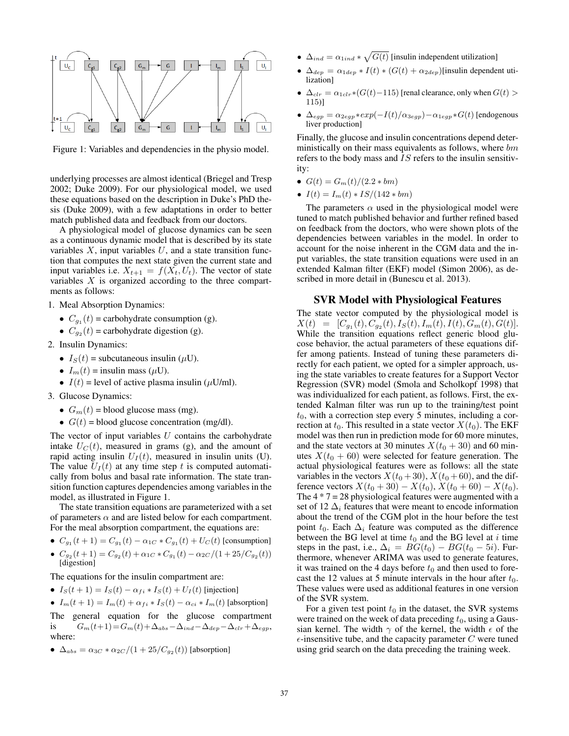Figure 1: Variables and dependencies in the physio model.

underlying processes are almost identical (Briegel and Tresp 2002; Duke 2009). For our physiological model, we used these equations based on the description in Duke's PhD thesis (Duke 2009), with a few adaptations in order to better match published data and feedback from our doctors.

A physiological model of glucose dynamics can be seen as a continuous dynamic model that is described by its state variables $X$, input variables $U$, and a state transition function that computes the next state given the current state and input variables i.e. $X_{t+1} = f(X_t, U_t)$. The vector of state variables $X$ is organized according to the three compartments as follows:

1. Meal Absorption Dynamics:
   - $C_{g_1}(t)$ = carbohydrate consumption (g).
   - $C_{g_2}(t)$ = carbohydrate digestion (g).
2. Insulin Dynamics:
   - $I_S(t)$ = subcutaneous insulin ($\mu$U).
   - $I_m(t)$ = insulin mass ($\mu$U).
   - $I(t)$ = level of active plasma insulin ($\mu$U/ml).
3. Glucose Dynamics:
   - $G_m(t)$ = blood glucose mass (mg).
   - $G(t)$ = blood glucose concentration (mg/dl).

The vector of input variables $U$ contains the carbohydrate intake $U_C(t)$, measured in grams (g), and the amount of rapid acting insulin $U_I(t)$, measured in insulin units (U). The value $U_I(t)$ at any time step $t$ is computed automatically from bolus and basal rate information. The state transition function captures dependencies among variables in the model, as illustrated in Figure 1.

The state transition equations are parameterized with a set of parameters $\alpha$ and are listed below for each compartment. For the meal absorption compartment, the equations are:

- $C_{g_1}(t+1) = C_{g_1}(t) - \alpha_{1C} * C_{g_1}(t) + U_C(t)$ [consumption]
- $C_{g_2}(t+1) = C_{g_2}(t) + \alpha_{1C} * C_{g_1}(t) - \alpha_{2C}/(1 + 25/C_{g_2}(t))$ [digestion]

The equations for the insulin compartment are:

- $I_S(t+1) = I_S(t) - \alpha_{fi} * I_S(t) + U_I(t)$ [injection]
- $I_m(t+1) = I_m(t) + \alpha_{fi} * I_S(t) - \alpha_{ci} * I_m(t)$ [absorption]

The general equation for the glucose compartment is $G_m(t+1) = G_m(t) + \Delta_{abs} - \Delta_{ind} - \Delta_{dep} - \Delta_{clr} + \Delta_{egp}$, where:

- $\Delta_{abs} = \alpha_{3C} * \alpha_{2C}/(1 + 25/C_{g_2}(t))$ [absorption]
- $\Delta_{ind} = \alpha_{1ind} * \sqrt{G(t)}$ [insulin independent utilization]
- $\Delta_{dep} = \alpha_{1dep} * I(t) * (G(t) + \alpha_{2dep})$[insulin dependent utilization]
- $\Delta_{clr} = \alpha_{1clr} * (G(t) - 115)$ [renal clearance, only when $G(t) > 115$)]
- $\Delta_{egp} = \alpha_{2egp} * exp(-I(t)/\alpha_{3egp}) - \alpha_{1egp} * G(t)$ [endogenous liver production]

Finally, the glucose and insulin concentrations depend deterministically on their mass equivalents as follows, where $bm$ refers to the body mass and $IS$ refers to the insulin sensitivity:

- $G(t) = G_m(t)/(2.2 * bm)$
- $I(t) = I_m(t) * IS/(142 * bm)$

The parameters $\alpha$ used in the physiological model were tuned to match published behavior and further refined based on feedback from the doctors, who were shown plots of the dependencies between variables in the model. In order to account for the noise inherent in the CGM data and the input variables, the state transition equations were used in an extended Kalman filter (EKF) model (Simon 2006), as described in more detail in (Bunescu et al. 2013).

## SVR Model with Physiological Features

The state vector computed by the physiological model is $X(t) = [C_{g_1}(t), C_{g_2}(t), I_S(t), I_m(t), I(t), G_m(t), G(t)]$. While the transition equations reflect generic blood glucose behavior, the actual parameters of these equations differ among patients. Instead of tuning these parameters directly for each patient, we opted for a simpler approach, using the state variables to create features for a Support Vector Regression (SVR) model (Smola and Scholkopf 1998) that was individualized for each patient, as follows. First, the extended Kalman filter was run up to the training/test point $t_0$, with a correction step every 5 minutes, including a correction at $t_0$. This resulted in a state vector $X(t_0)$. The EKF model was then run in prediction mode for 60 more minutes, and the state vectors at 30 minutes $X(t_0 + 30)$ and 60 minutes $X(t_0 + 60)$ were selected for feature generation. The actual physiological features were as follows: all the state variables in the vectors $X(t_0+30)$, $X(t_0+60)$, and the difference vectors $X(t_0 + 30) - X(t_0)$, $X(t_0 + 60) - X(t_0)$. The 4 * 7 = 28 physiological features were augmented with a set of 12 $\Delta_i$ features that were meant to encode information about the trend of the CGM plot in the hour before the test point $t_0$. Each $\Delta_i$ feature was computed as the difference between the BG level at time $t_0$ and the BG level at $i$ time steps in the past, i.e., $\Delta_i = BG(t_0) - BG(t_0 - 5i)$. Furthermore, whenever ARIMA was used to generate features, it was trained on the 4 days before $t_0$ and then used to forecast the 12 values at 5 minute intervals in the hour after $t_0$. These values were used as additional features in one version of the SVR system.

For a given test point $t_0$ in the dataset, the SVR systems were trained on the week of data preceding $t_0$, using a Gaussian kernel. The width $\gamma$ of the kernel, the width $\epsilon$ of the $\epsilon$-insensitive tube, and the capacity parameter $C$ were tuned using grid search on the data preceding the training week.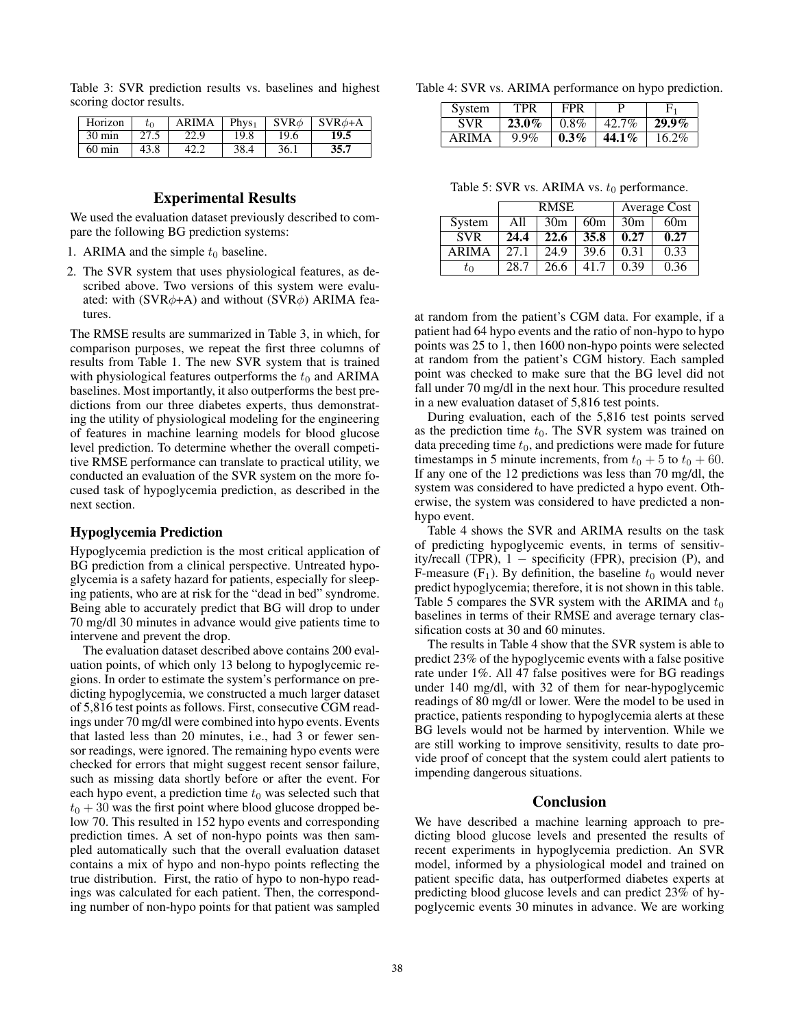Table 3: SVR prediction results vs. baselines and highest scoring doctor results.

| Horizon | $t_0$ | ARIMA | Phys$_1$ | SVR$\phi$ | SVR$\phi$+A |
|---|---|---|---|---|---|
| 30 min | 27.5 | 22.9 | 19.8 | 19.6 | **19.5** |
| 60 min | 43.8 | 42.2 | 38.4 | 36.1 | **35.7** |

## Experimental Results

We used the evaluation dataset previously described to compare the following BG prediction systems:

1. ARIMA and the simple $t_0$ baseline.
2. The SVR system that uses physiological features, as described above. Two versions of this system were evaluated: with (SVR$\phi$+A) and without (SVR$\phi$) ARIMA features.

The RMSE results are summarized in Table 3, in which, for comparison purposes, we repeat the first three columns of results from Table 1. The new SVR system that is trained with physiological features outperforms the $t_0$ and ARIMA baselines. Most importantly, it also outperforms the best predictions from our three diabetes experts, thus demonstrating the utility of physiological modeling for the engineering of features in machine learning models for blood glucose level prediction. To determine whether the overall competitive RMSE performance can translate to practical utility, we conducted an evaluation of the SVR system on the more focused task of hypoglycemia prediction, as described in the next section.

### Hypoglycemia Prediction

Hypoglycemia prediction is the most critical application of BG prediction from a clinical perspective. Untreated hypoglycemia is a safety hazard for patients, especially for sleeping patients, who are at risk for the "dead in bed" syndrome. Being able to accurately predict that BG will drop to under 70 mg/dl 30 minutes in advance would give patients time to intervene and prevent the drop.

The evaluation dataset described above contains 200 evaluation points, of which only 13 belong to hypoglycemic regions. In order to estimate the system's performance on predicting hypoglycemia, we constructed a much larger dataset of 5,816 test points as follows. First, consecutive CGM readings under 70 mg/dl were combined into hypo events. Events that lasted less than 20 minutes, i.e., had 3 or fewer sensor readings, were ignored. The remaining hypo events were checked for errors that might suggest recent sensor failure, such as missing data shortly before or after the event. For each hypo event, a prediction time $t_0$ was selected such that $t_0 + 30$ was the first point where blood glucose dropped below 70. This resulted in 152 hypo events and corresponding prediction times. A set of non-hypo points was then sampled automatically such that the overall evaluation dataset contains a mix of hypo and non-hypo points reflecting the true distribution. First, the ratio of hypo to non-hypo readings was calculated for each patient. Then, the corresponding number of non-hypo points for that patient was sampled at random from the patient's CGM data. For example, if a patient had 64 hypo events and the ratio of non-hypo to hypo points was 25 to 1, then 1600 non-hypo points were selected at random from the patient's CGM history. Each sampled point was checked to make sure that the BG level did not fall under 70 mg/dl in the next hour. This procedure resulted in a new evaluation dataset of 5,816 test points.

During evaluation, each of the 5,816 test points served as the prediction time $t_0$. The SVR system was trained on data preceding time $t_0$, and predictions were made for future timestamps in 5 minute increments, from $t_0 + 5$ to $t_0 + 60$. If any one of the 12 predictions was less than 70 mg/dl, the system was considered to have predicted a hypo event. Otherwise, the system was considered to have predicted a non-hypo event.

Table 4 shows the SVR and ARIMA results on the task of predicting hypoglycemic events, in terms of sensitivity/recall (TPR), $1 -$ specificity (FPR), precision (P), and F-measure ($F_1$). By definition, the baseline $t_0$ would never predict hypoglycemia; therefore, it is not shown in this table. Table 5 compares the SVR system with the ARIMA and $t_0$ baselines in terms of their RMSE and average ternary classification costs at 30 and 60 minutes.

Table 4: SVR vs. ARIMA performance on hypo prediction.

| System | TPR | FPR | P | $F_1$ |
|---|---|---|---|---|
| SVR | **23.0%** | 0.8% | 42.7% | **29.9%** |
| ARIMA | 9.9% | **0.3%** | **44.1%** | 16.2% |

Table 5: SVR vs. ARIMA vs. $t_0$ performance.

| | RMSE | | | Average Cost | |
|---|---|---|---|---|---|
| System | All | 30m | 60m | 30m | 60m |
| SVR | **24.4** | **22.6** | **35.8** | **0.27** | **0.27** |
| ARIMA | 27.1 | 24.9 | 39.6 | 0.31 | 0.33 |
| $t_0$ | 28.7 | 26.6 | 41.7 | 0.39 | 0.36 |

The results in Table 4 show that the SVR system is able to predict 23% of the hypoglycemic events with a false positive rate under 1%. All 47 false positives were for BG readings under 140 mg/dl, with 32 of them for near-hypoglycemic readings of 80 mg/dl or lower. Were the model to be used in practice, patients responding to hypoglycemia alerts at these BG levels would not be harmed by intervention. While we are still working to improve sensitivity, results to date provide proof of concept that the system could alert patients to impending dangerous situations.

## Conclusion

We have described a machine learning approach to predicting blood glucose levels and presented the results of recent experiments in hypoglycemia prediction. An SVR model, informed by a physiological model and trained on patient specific data, has outperformed diabetes experts at predicting blood glucose levels and can predict 23% of hypoglycemic events 30 minutes in advance. We are working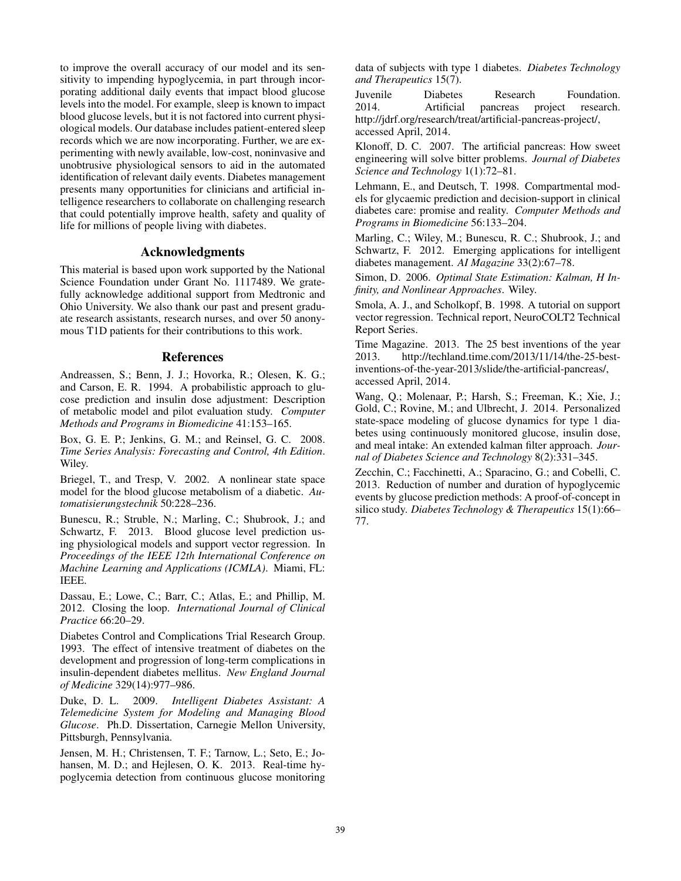to improve the overall accuracy of our model and its sensitivity to impending hypoglycemia, in part through incorporating additional daily events that impact blood glucose levels into the model. For example, sleep is known to impact blood glucose levels, but it is not factored into current physiological models. Our database includes patient-entered sleep records which we are now incorporating. Further, we are experimenting with newly available, low-cost, noninvasive and unobtrusive physiological sensors to aid in the automated identification of relevant daily events. Diabetes management presents many opportunities for clinicians and artificial intelligence researchers to collaborate on challenging research that could potentially improve health, safety and quality of life for millions of people living with diabetes.

## Acknowledgments

This material is based upon work supported by the National Science Foundation under Grant No. 1117489. We gratefully acknowledge additional support from Medtronic and Ohio University. We also thank our past and present graduate research assistants, research nurses, and over 50 anonymous T1D patients for their contributions to this work.

## References

Andreassen, S.; Benn, J. J.; Hovorka, R.; Olesen, K. G.; and Carson, E. R. 1994. A probabilistic approach to glucose prediction and insulin dose adjustment: Description of metabolic model and pilot evaluation study. *Computer Methods and Programs in Biomedicine* 41:153–165.

Box, G. E. P.; Jenkins, G. M.; and Reinsel, G. C. 2008. *Time Series Analysis: Forecasting and Control, 4th Edition*. Wiley.

Briegel, T., and Tresp, V. 2002. A nonlinear state space model for the blood glucose metabolism of a diabetic. *Automatisierungstechnik* 50:228–236.

Bunescu, R.; Struble, N.; Marling, C.; Shubrook, J.; and Schwartz, F. 2013. Blood glucose level prediction using physiological models and support vector regression. In *Proceedings of the IEEE 12th International Conference on Machine Learning and Applications (ICMLA)*. Miami, FL: IEEE.

Dassau, E.; Lowe, C.; Barr, C.; Atlas, E.; and Phillip, M. 2012. Closing the loop. *International Journal of Clinical Practice* 66:20–29.

Diabetes Control and Complications Trial Research Group. 1993. The effect of intensive treatment of diabetes on the development and progression of long-term complications in insulin-dependent diabetes mellitus. *New England Journal of Medicine* 329(14):977–986.

Duke, D. L. 2009. *Intelligent Diabetes Assistant: A Telemedicine System for Modeling and Managing Blood Glucose*. Ph.D. Dissertation, Carnegie Mellon University, Pittsburgh, Pennsylvania.

Jensen, M. H.; Christensen, T. F.; Tarnow, L.; Seto, E.; Johansen, M. D.; and Hejlesen, O. K. 2013. Real-time hypoglycemia detection from continuous glucose monitoring data of subjects with type 1 diabetes. *Diabetes Technology and Therapeutics* 15(7).

Juvenile Diabetes Research Foundation. 2014. Artificial pancreas project research. http://jdrf.org/research/treat/artificial-pancreas-project/, accessed April, 2014.

Klonoff, D. C. 2007. The artificial pancreas: How sweet engineering will solve bitter problems. *Journal of Diabetes Science and Technology* 1(1):72–81.

Lehmann, E., and Deutsch, T. 1998. Compartmental models for glycaemic prediction and decision-support in clinical diabetes care: promise and reality. *Computer Methods and Programs in Biomedicine* 56:133–204.

Marling, C.; Wiley, M.; Bunescu, R. C.; Shubrook, J.; and Schwartz, F. 2012. Emerging applications for intelligent diabetes management. *AI Magazine* 33(2):67–78.

Simon, D. 2006. *Optimal State Estimation: Kalman, H Infinity, and Nonlinear Approaches*. Wiley.

Smola, A. J., and Scholkopf, B. 1998. A tutorial on support vector regression. Technical report, NeuroCOLT2 Technical Report Series.

Time Magazine. 2013. The 25 best inventions of the year 2013. http://techland.time.com/2013/11/14/the-25-best-inventions-of-the-year-2013/slide/the-artificial-pancreas/, accessed April, 2014.

Wang, Q.; Molenaar, P.; Harsh, S.; Freeman, K.; Xie, J.; Gold, C.; Rovine, M.; and Ulbrecht, J. 2014. Personalized state-space modeling of glucose dynamics for type 1 diabetes using continuously monitored glucose, insulin dose, and meal intake: An extended kalman filter approach. *Journal of Diabetes Science and Technology* 8(2):331–345.

Zecchin, C.; Facchinetti, A.; Sparacino, G.; and Cobelli, C. 2013. Reduction of number and duration of hypoglycemic events by glucose prediction methods: A proof-of-concept in silico study. *Diabetes Technology & Therapeutics* 15(1):66–77.